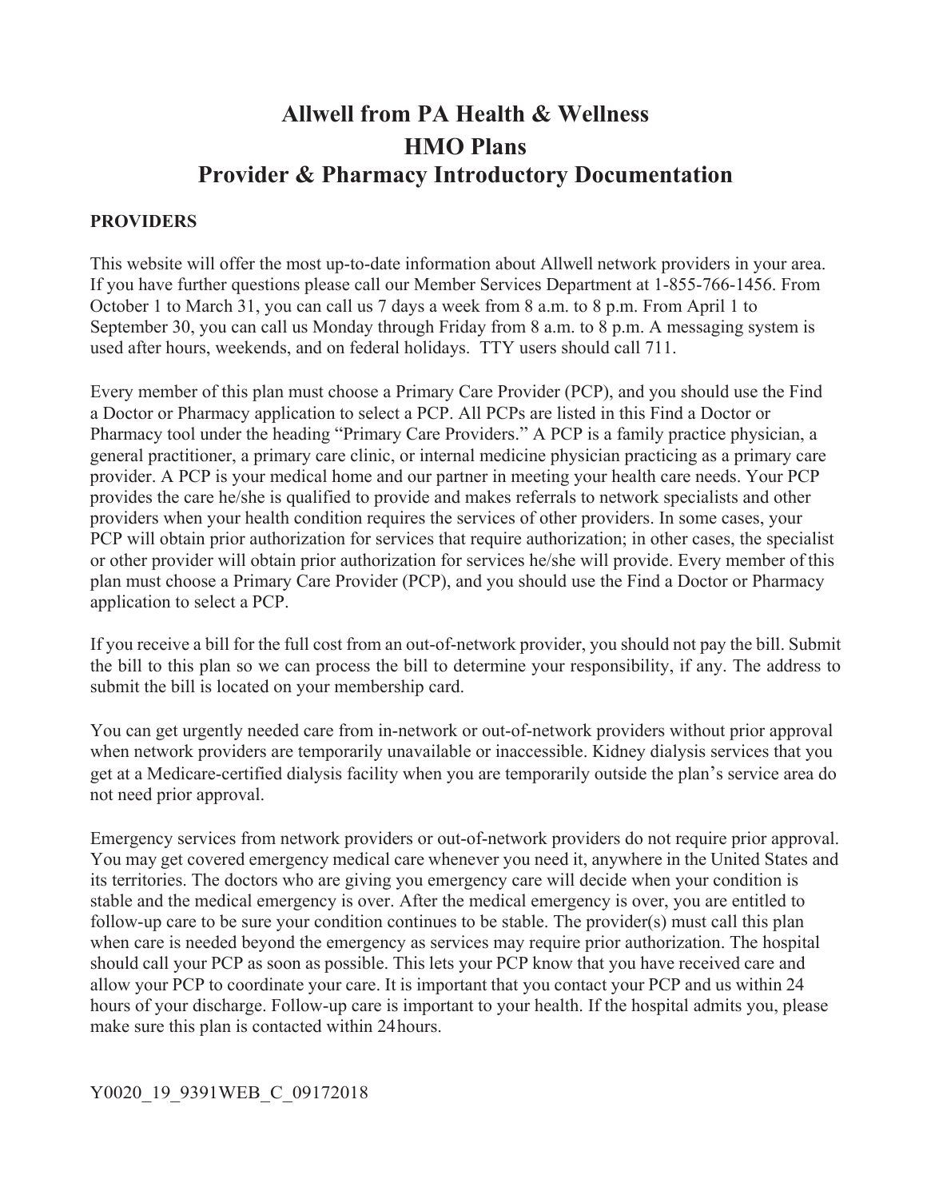# Allwell from PA Health & Wellness
# HMO Plans
# Provider & Pharmacy Introductory Documentation

**PROVIDERS**

This website will offer the most up-to-date information about Allwell network providers in your area. If you have further questions please call our Member Services Department at 1-855-766-1456. From October 1 to March 31, you can call us 7 days a week from 8 a.m. to 8 p.m. From April 1 to September 30, you can call us Monday through Friday from 8 a.m. to 8 p.m. A messaging system is used after hours, weekends, and on federal holidays. TTY users should call 711.

Every member of this plan must choose a Primary Care Provider (PCP), and you should use the Find a Doctor or Pharmacy application to select a PCP. All PCPs are listed in this Find a Doctor or Pharmacy tool under the heading "Primary Care Providers." A PCP is a family practice physician, a general practitioner, a primary care clinic, or internal medicine physician practicing as a primary care provider. A PCP is your medical home and our partner in meeting your health care needs. Your PCP provides the care he/she is qualified to provide and makes referrals to network specialists and other providers when your health condition requires the services of other providers. In some cases, your PCP will obtain prior authorization for services that require authorization; in other cases, the specialist or other provider will obtain prior authorization for services he/she will provide. Every member of this plan must choose a Primary Care Provider (PCP), and you should use the Find a Doctor or Pharmacy application to select a PCP.

If you receive a bill for the full cost from an out-of-network provider, you should not pay the bill. Submit the bill to this plan so we can process the bill to determine your responsibility, if any. The address to submit the bill is located on your membership card.

You can get urgently needed care from in-network or out-of-network providers without prior approval when network providers are temporarily unavailable or inaccessible. Kidney dialysis services that you get at a Medicare-certified dialysis facility when you are temporarily outside the plan's service area do not need prior approval.

Emergency services from network providers or out-of-network providers do not require prior approval. You may get covered emergency medical care whenever you need it, anywhere in the United States and its territories. The doctors who are giving you emergency care will decide when your condition is stable and the medical emergency is over. After the medical emergency is over, you are entitled to follow-up care to be sure your condition continues to be stable. The provider(s) must call this plan when care is needed beyond the emergency as services may require prior authorization. The hospital should call your PCP as soon as possible. This lets your PCP know that you have received care and allow your PCP to coordinate your care. It is important that you contact your PCP and us within 24 hours of your discharge. Follow-up care is important to your health. If the hospital admits you, please make sure this plan is contacted within 24 hours.

Y0020_19_9391WEB_C_09172018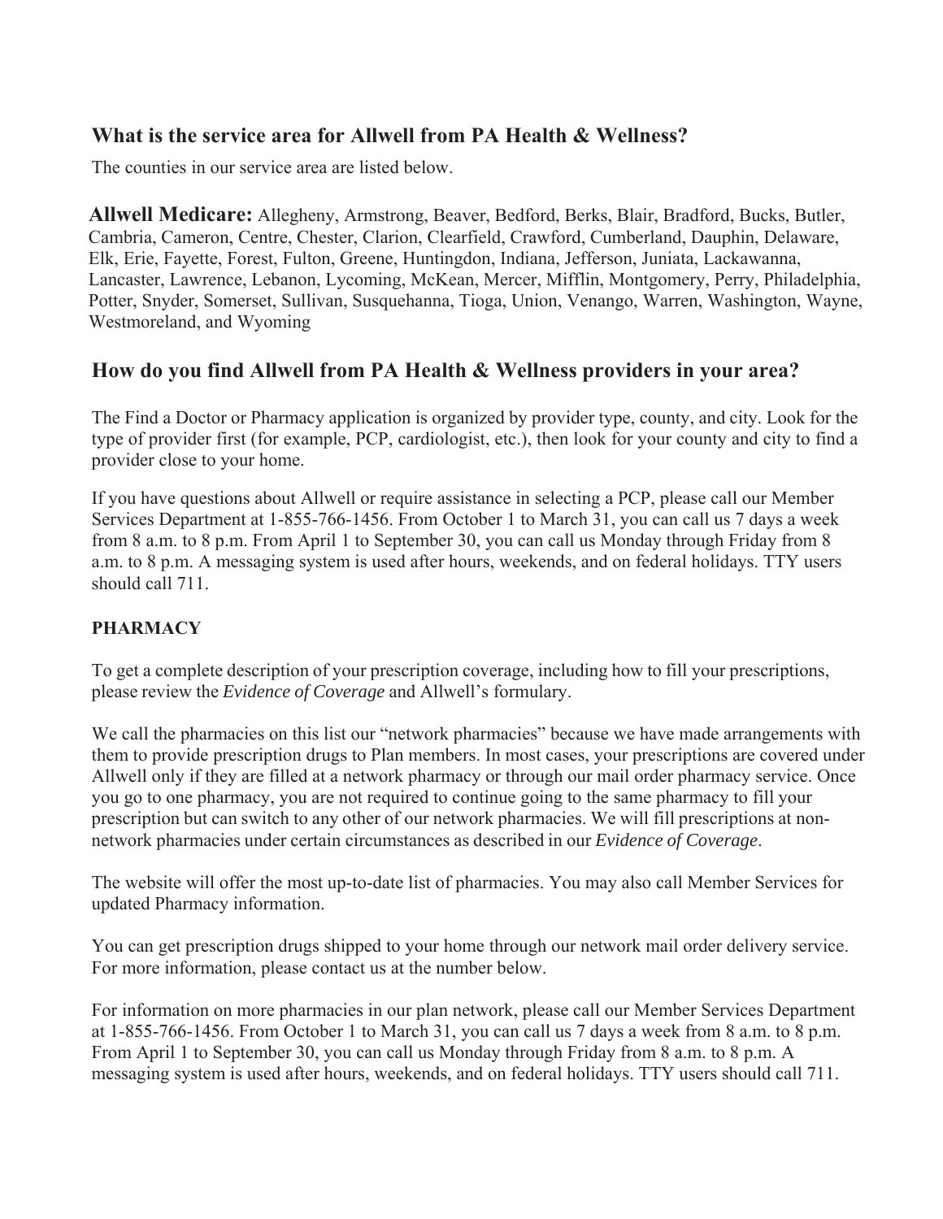## What is the service area for Allwell from PA Health & Wellness?

The counties in our service area are listed below.

**Allwell Medicare:** Allegheny, Armstrong, Beaver, Bedford, Berks, Blair, Bradford, Bucks, Butler, Cambria, Cameron, Centre, Chester, Clarion, Clearfield, Crawford, Cumberland, Dauphin, Delaware, Elk, Erie, Fayette, Forest, Fulton, Greene, Huntingdon, Indiana, Jefferson, Juniata, Lackawanna, Lancaster, Lawrence, Lebanon, Lycoming, McKean, Mercer, Mifflin, Montgomery, Perry, Philadelphia, Potter, Snyder, Somerset, Sullivan, Susquehanna, Tioga, Union, Venango, Warren, Washington, Wayne, Westmoreland, and Wyoming

## How do you find Allwell from PA Health & Wellness providers in your area?

The Find a Doctor or Pharmacy application is organized by provider type, county, and city. Look for the type of provider first (for example, PCP, cardiologist, etc.), then look for your county and city to find a provider close to your home.

If you have questions about Allwell or require assistance in selecting a PCP, please call our Member Services Department at 1-855-766-1456. From October 1 to March 31, you can call us 7 days a week from 8 a.m. to 8 p.m. From April 1 to September 30, you can call us Monday through Friday from 8 a.m. to 8 p.m. A messaging system is used after hours, weekends, and on federal holidays. TTY users should call 711.

### PHARMACY

To get a complete description of your prescription coverage, including how to fill your prescriptions, please review the *Evidence of Coverage* and Allwell's formulary.

We call the pharmacies on this list our "network pharmacies" because we have made arrangements with them to provide prescription drugs to Plan members. In most cases, your prescriptions are covered under Allwell only if they are filled at a network pharmacy or through our mail order pharmacy service. Once you go to one pharmacy, you are not required to continue going to the same pharmacy to fill your prescription but can switch to any other of our network pharmacies. We will fill prescriptions at non-network pharmacies under certain circumstances as described in our *Evidence of Coverage*.

The website will offer the most up-to-date list of pharmacies. You may also call Member Services for updated Pharmacy information.

You can get prescription drugs shipped to your home through our network mail order delivery service. For more information, please contact us at the number below.

For information on more pharmacies in our plan network, please call our Member Services Department at 1-855-766-1456. From October 1 to March 31, you can call us 7 days a week from 8 a.m. to 8 p.m. From April 1 to September 30, you can call us Monday through Friday from 8 a.m. to 8 p.m. A messaging system is used after hours, weekends, and on federal holidays. TTY users should call 711.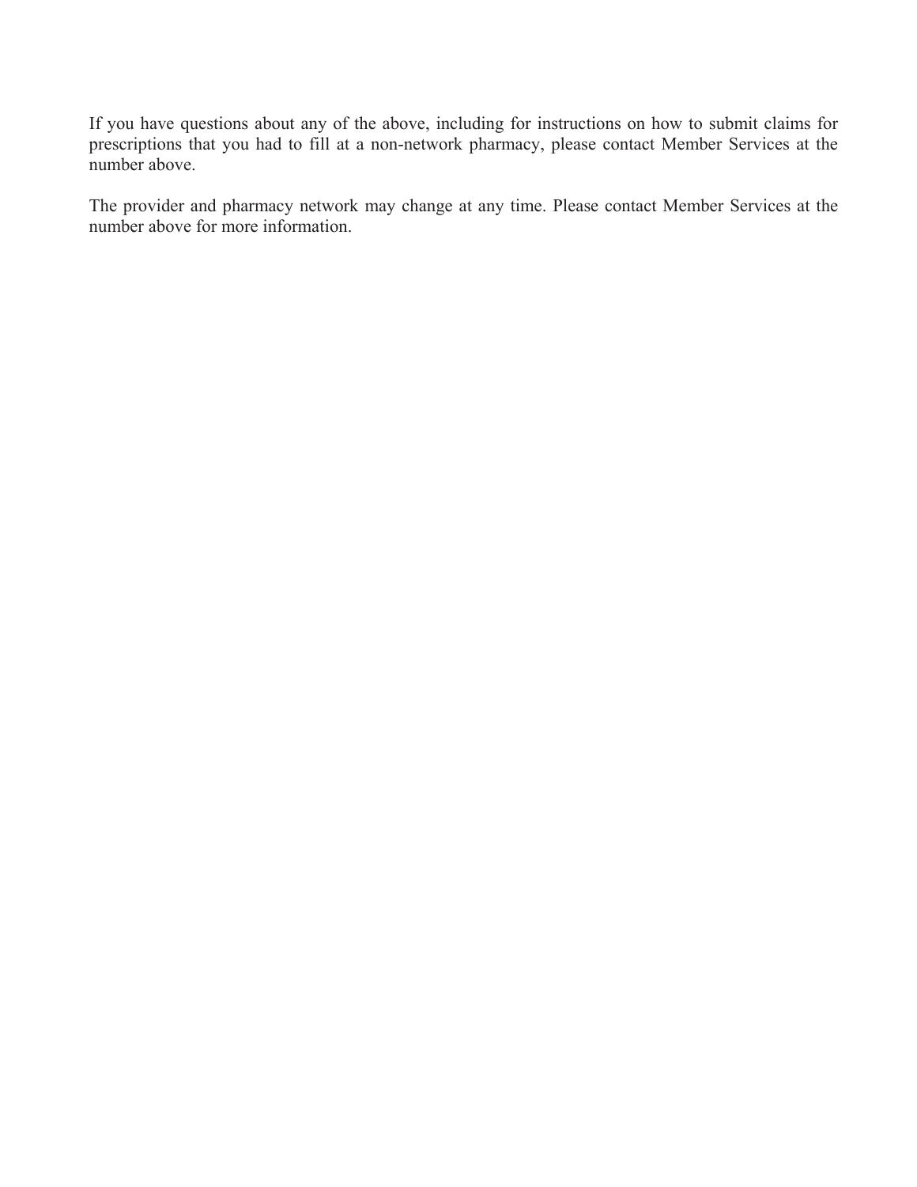If you have questions about any of the above, including for instructions on how to submit claims for prescriptions that you had to fill at a non-network pharmacy, please contact Member Services at the number above.

The provider and pharmacy network may change at any time. Please contact Member Services at the number above for more information.